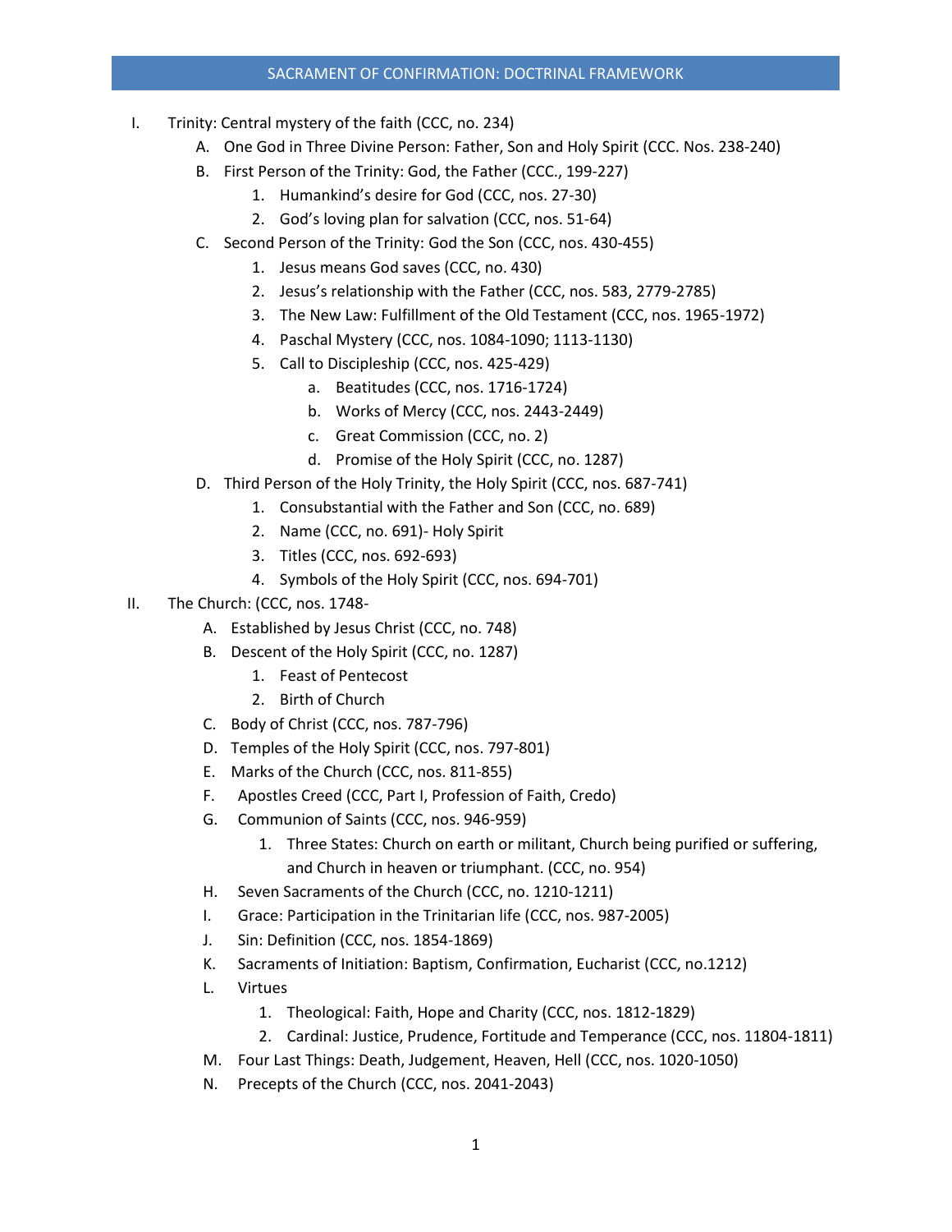# SACRAMENT OF CONFIRMATION: DOCTRINAL FRAMEWORK

I. Trinity: Central mystery of the faith (CCC, no. 234)
   A. One God in Three Divine Person: Father, Son and Holy Spirit (CCC. Nos. 238-240)
   B. First Person of the Trinity: God, the Father (CCC., 199-227)
      1. Humankind's desire for God (CCC, nos. 27-30)
      2. God's loving plan for salvation (CCC, nos. 51-64)
   C. Second Person of the Trinity: God the Son (CCC, nos. 430-455)
      1. Jesus means God saves (CCC, no. 430)
      2. Jesus's relationship with the Father (CCC, nos. 583, 2779-2785)
      3. The New Law: Fulfillment of the Old Testament (CCC, nos. 1965-1972)
      4. Paschal Mystery (CCC, nos. 1084-1090; 1113-1130)
      5. Call to Discipleship (CCC, nos. 425-429)
         a. Beatitudes (CCC, nos. 1716-1724)
         b. Works of Mercy (CCC, nos. 2443-2449)
         c. Great Commission (CCC, no. 2)
         d. Promise of the Holy Spirit (CCC, no. 1287)
   D. Third Person of the Holy Trinity, the Holy Spirit (CCC, nos. 687-741)
      1. Consubstantial with the Father and Son (CCC, no. 689)
      2. Name (CCC, no. 691)- Holy Spirit
      3. Titles (CCC, nos. 692-693)
      4. Symbols of the Holy Spirit (CCC, nos. 694-701)

II. The Church: (CCC, nos. 1748-
   A. Established by Jesus Christ (CCC, no. 748)
   B. Descent of the Holy Spirit (CCC, no. 1287)
      1. Feast of Pentecost
      2. Birth of Church
   C. Body of Christ (CCC, nos. 787-796)
   D. Temples of the Holy Spirit (CCC, nos. 797-801)
   E. Marks of the Church (CCC, nos. 811-855)
   F. Apostles Creed (CCC, Part I, Profession of Faith, Credo)
   G. Communion of Saints (CCC, nos. 946-959)
      1. Three States: Church on earth or militant, Church being purified or suffering, and Church in heaven or triumphant. (CCC, no. 954)
   H. Seven Sacraments of the Church (CCC, no. 1210-1211)
   I. Grace: Participation in the Trinitarian life (CCC, nos. 987-2005)
   J. Sin: Definition (CCC, nos. 1854-1869)
   K. Sacraments of Initiation: Baptism, Confirmation, Eucharist (CCC, no.1212)
   L. Virtues
      1. Theological: Faith, Hope and Charity (CCC, nos. 1812-1829)
      2. Cardinal: Justice, Prudence, Fortitude and Temperance (CCC, nos. 11804-1811)
   M. Four Last Things: Death, Judgement, Heaven, Hell (CCC, nos. 1020-1050)
   N. Precepts of the Church (CCC, nos. 2041-2043)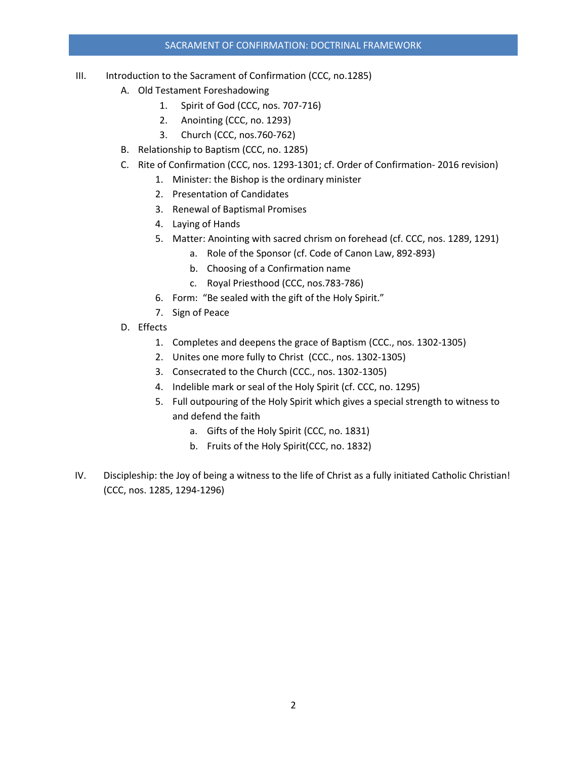## SACRAMENT OF CONFIRMATION: DOCTRINAL FRAMEWORK

III. Introduction to the Sacrament of Confirmation (CCC, no.1285)

   A. Old Testament Foreshadowing
      1. Spirit of God (CCC, nos. 707-716)
      2. Anointing (CCC, no. 1293)
      3. Church (CCC, nos.760-762)
   B. Relationship to Baptism (CCC, no. 1285)
   C. Rite of Confirmation (CCC, nos. 1293-1301; cf. Order of Confirmation- 2016 revision)
      1. Minister: the Bishop is the ordinary minister
      2. Presentation of Candidates
      3. Renewal of Baptismal Promises
      4. Laying of Hands
      5. Matter: Anointing with sacred chrism on forehead (cf. CCC, nos. 1289, 1291)
         a. Role of the Sponsor (cf. Code of Canon Law, 892-893)
         b. Choosing of a Confirmation name
         c. Royal Priesthood (CCC, nos.783-786)
      6. Form: "Be sealed with the gift of the Holy Spirit."
      7. Sign of Peace
   D. Effects
      1. Completes and deepens the grace of Baptism (CCC., nos. 1302-1305)
      2. Unites one more fully to Christ (CCC., nos. 1302-1305)
      3. Consecrated to the Church (CCC., nos. 1302-1305)
      4. Indelible mark or seal of the Holy Spirit (cf. CCC, no. 1295)
      5. Full outpouring of the Holy Spirit which gives a special strength to witness to and defend the faith
         a. Gifts of the Holy Spirit (CCC, no. 1831)
         b. Fruits of the Holy Spirit(CCC, no. 1832)

IV. Discipleship: the Joy of being a witness to the life of Christ as a fully initiated Catholic Christian! (CCC, nos. 1285, 1294-1296)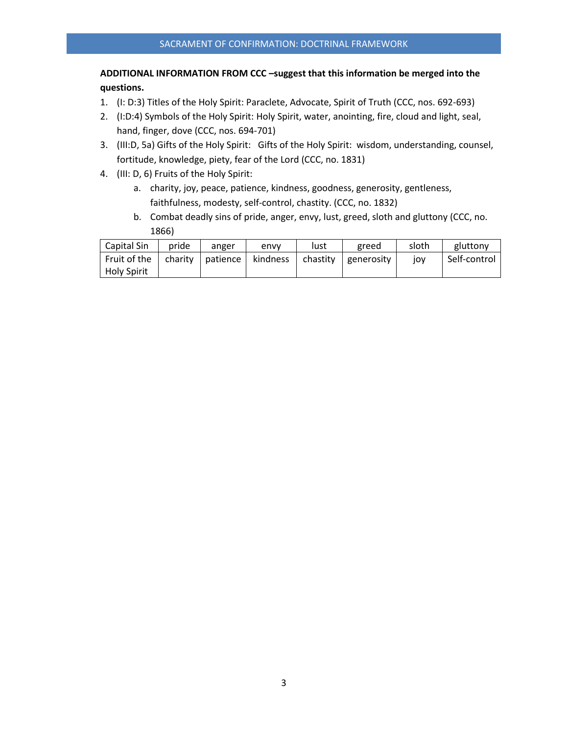**ADDITIONAL INFORMATION FROM CCC –suggest that this information be merged into the questions.**

1. (I: D:3) Titles of the Holy Spirit: Paraclete, Advocate, Spirit of Truth (CCC, nos. 692-693)
2. (I:D:4) Symbols of the Holy Spirit: Holy Spirit, water, anointing, fire, cloud and light, seal, hand, finger, dove (CCC, nos. 694-701)
3. (III:D, 5a) Gifts of the Holy Spirit: Gifts of the Holy Spirit: wisdom, understanding, counsel, fortitude, knowledge, piety, fear of the Lord (CCC, no. 1831)
4. (III: D, 6) Fruits of the Holy Spirit:
   a. charity, joy, peace, patience, kindness, goodness, generosity, gentleness, faithfulness, modesty, self-control, chastity. (CCC, no. 1832)
   b. Combat deadly sins of pride, anger, envy, lust, greed, sloth and gluttony (CCC, no. 1866)

| Capital Sin | pride | anger | envy | lust | greed | sloth | gluttony |
|---|---|---|---|---|---|---|---|
| Fruit of the Holy Spirit | charity | patience | kindness | chastity | generosity | joy | Self-control |